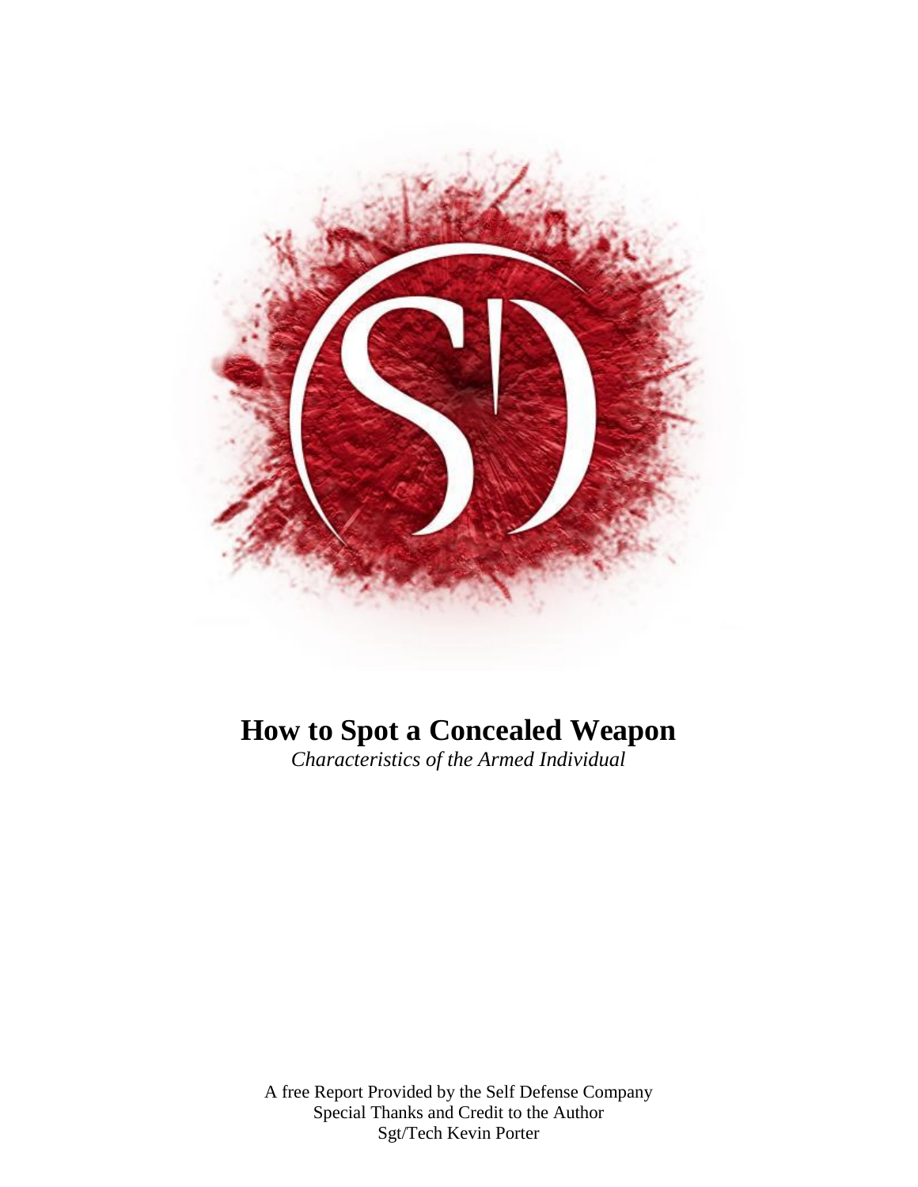# How to Spot a Concealed Weapon

*Characteristics of the Armed Individual*

A free Report Provided by the Self Defense Company
Special Thanks and Credit to the Author
Sgt/Tech Kevin Porter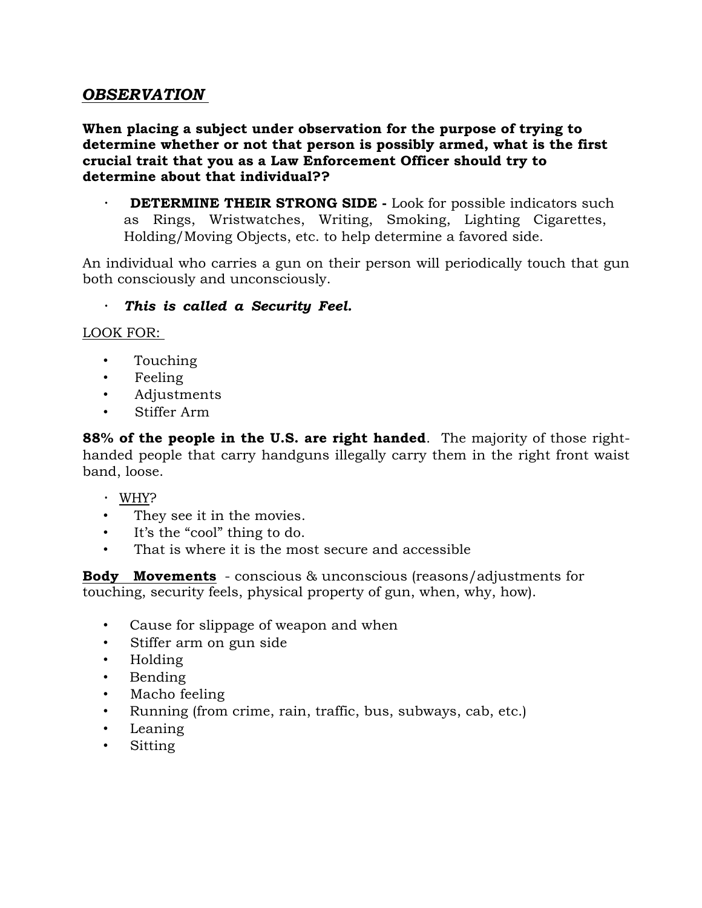## *OBSERVATION*

**When placing a subject under observation for the purpose of trying to determine whether or not that person is possibly armed, what is the first crucial trait that you as a Law Enforcement Officer should try to determine about that individual??**

- **DETERMINE THEIR STRONG SIDE -** Look for possible indicators such as Rings, Wristwatches, Writing, Smoking, Lighting Cigarettes, Holding/Moving Objects, etc. to help determine a favored side.

An individual who carries a gun on their person will periodically touch that gun both consciously and unconsciously.

- ***This is called a Security Feel.***

LOOK FOR:

- Touching
- Feeling
- Adjustments
- Stiffer Arm

**88% of the people in the U.S. are right handed**. The majority of those right-handed people that carry handguns illegally carry them in the right front waist band, loose.

- WHY?
- They see it in the movies.
- It's the "cool" thing to do.
- That is where it is the most secure and accessible

**Body Movements** - conscious & unconscious (reasons/adjustments for touching, security feels, physical property of gun, when, why, how).

- Cause for slippage of weapon and when
- Stiffer arm on gun side
- Holding
- Bending
- Macho feeling
- Running (from crime, rain, traffic, bus, subways, cab, etc.)
- Leaning
- Sitting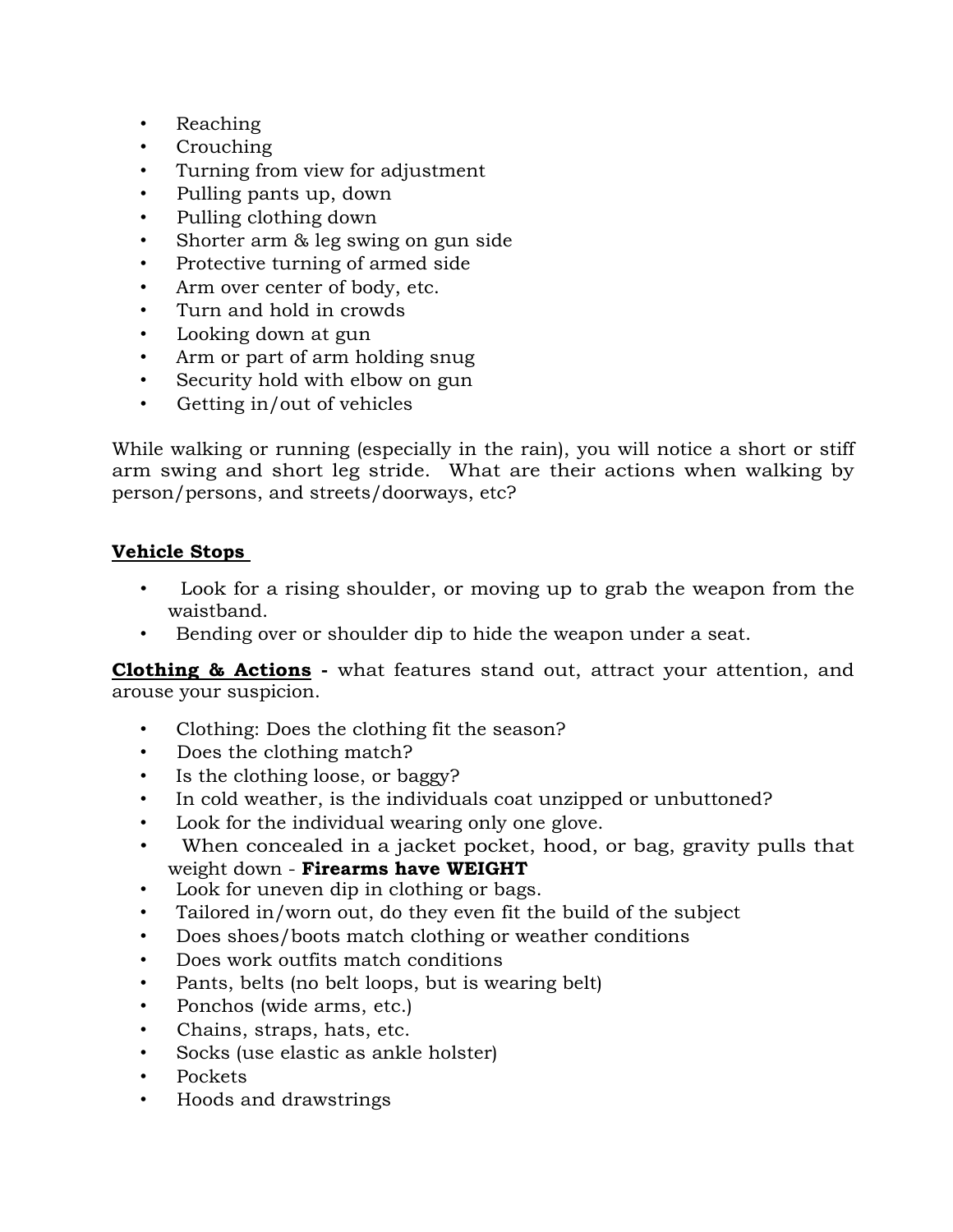- Reaching
- Crouching
- Turning from view for adjustment
- Pulling pants up, down
- Pulling clothing down
- Shorter arm & leg swing on gun side
- Protective turning of armed side
- Arm over center of body, etc.
- Turn and hold in crowds
- Looking down at gun
- Arm or part of arm holding snug
- Security hold with elbow on gun
- Getting in/out of vehicles

While walking or running (especially in the rain), you will notice a short or stiff arm swing and short leg stride. What are their actions when walking by person/persons, and streets/doorways, etc?

**Vehicle Stops**

- Look for a rising shoulder, or moving up to grab the weapon from the waistband.
- Bending over or shoulder dip to hide the weapon under a seat.

**Clothing & Actions -** what features stand out, attract your attention, and arouse your suspicion.

- Clothing: Does the clothing fit the season?
- Does the clothing match?
- Is the clothing loose, or baggy?
- In cold weather, is the individuals coat unzipped or unbuttoned?
- Look for the individual wearing only one glove.
- When concealed in a jacket pocket, hood, or bag, gravity pulls that weight down - **Firearms have WEIGHT**
- Look for uneven dip in clothing or bags.
- Tailored in/worn out, do they even fit the build of the subject
- Does shoes/boots match clothing or weather conditions
- Does work outfits match conditions
- Pants, belts (no belt loops, but is wearing belt)
- Ponchos (wide arms, etc.)
- Chains, straps, hats, etc.
- Socks (use elastic as ankle holster)
- Pockets
- Hoods and drawstrings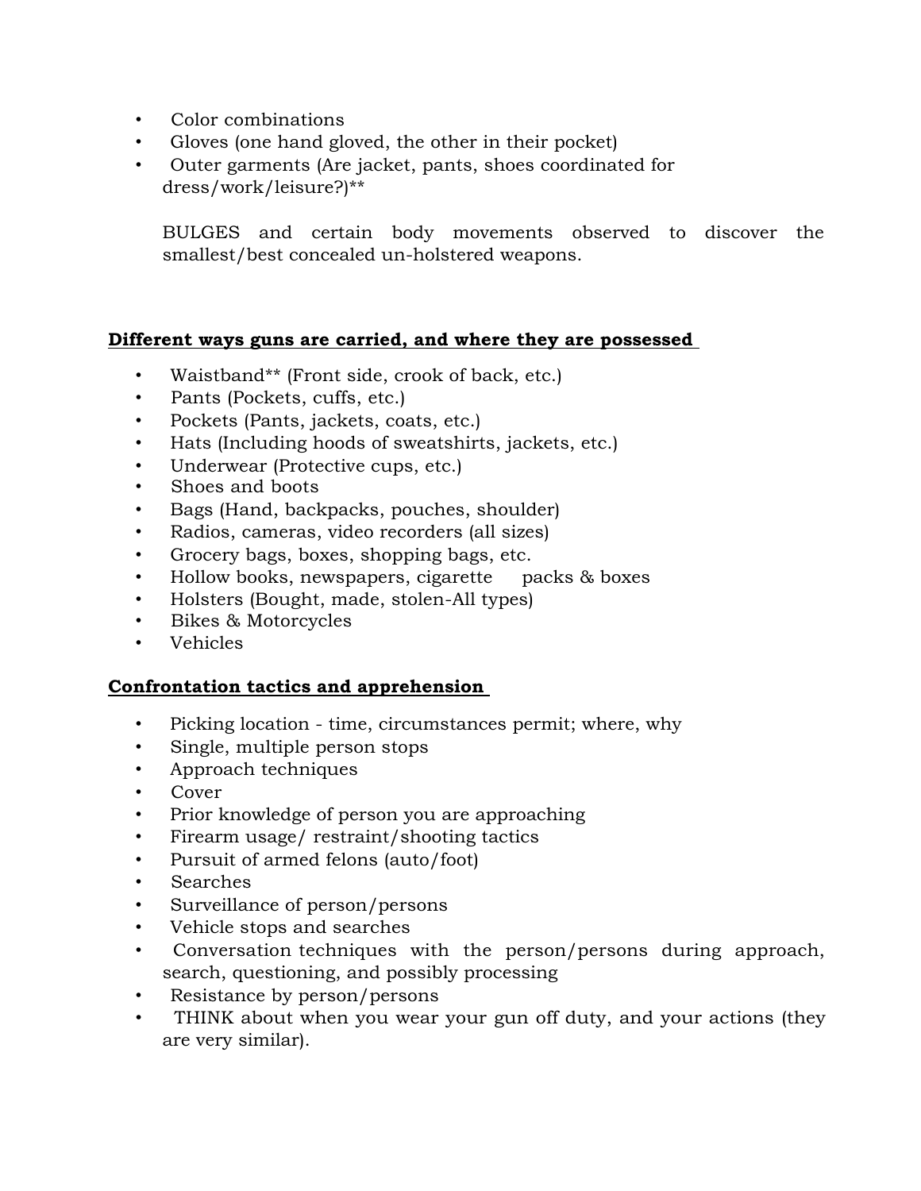- Color combinations
- Gloves (one hand gloved, the other in their pocket)
- Outer garments (Are jacket, pants, shoes coordinated for dress/work/leisure?)**

  BULGES and certain body movements observed to discover the smallest/best concealed un-holstered weapons.

**<u>Different ways guns are carried, and where they are possessed</u>**

- Waistband** (Front side, crook of back, etc.)
- Pants (Pockets, cuffs, etc.)
- Pockets (Pants, jackets, coats, etc.)
- Hats (Including hoods of sweatshirts, jackets, etc.)
- Underwear (Protective cups, etc.)
- Shoes and boots
- Bags (Hand, backpacks, pouches, shoulder)
- Radios, cameras, video recorders (all sizes)
- Grocery bags, boxes, shopping bags, etc.
- Hollow books, newspapers, cigarette packs & boxes
- Holsters (Bought, made, stolen-All types)
- Bikes & Motorcycles
- Vehicles

**<u>Confrontation tactics and apprehension</u>**

- Picking location - time, circumstances permit; where, why
- Single, multiple person stops
- Approach techniques
- Cover
- Prior knowledge of person you are approaching
- Firearm usage/ restraint/shooting tactics
- Pursuit of armed felons (auto/foot)
- Searches
- Surveillance of person/persons
- Vehicle stops and searches
- Conversation techniques with the person/persons during approach, search, questioning, and possibly processing
- Resistance by person/persons
- THINK about when you wear your gun off duty, and your actions (they are very similar).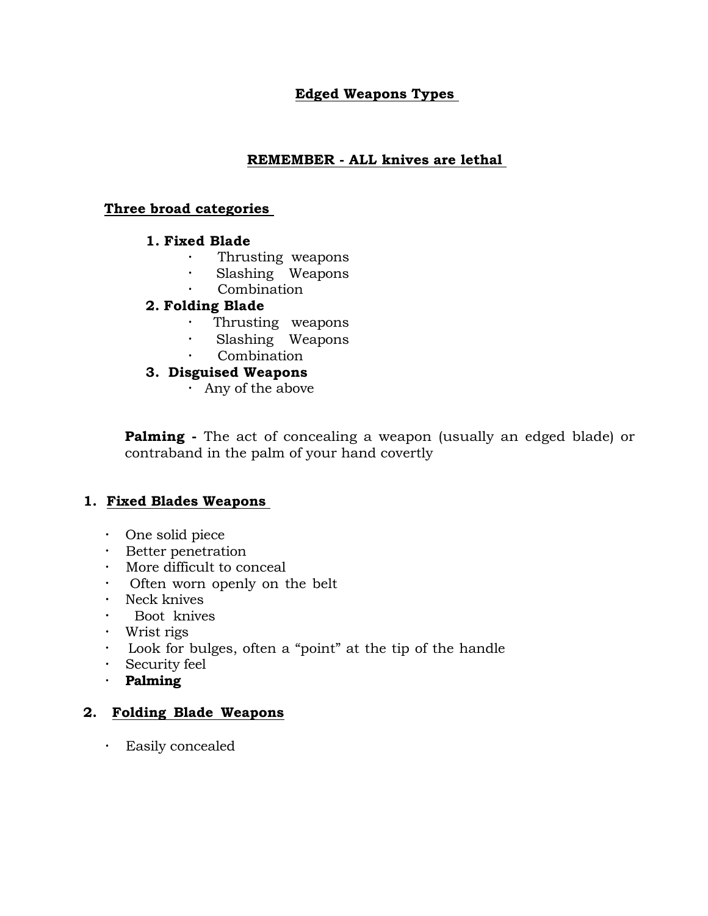# Edged Weapons Types

## REMEMBER - ALL knives are lethal

### Three broad categories

1. **Fixed Blade**
   - Thrusting weapons
   - Slashing Weapons
   - Combination
2. **Folding Blade**
   - Thrusting weapons
   - Slashing Weapons
   - Combination
3. **Disguised Weapons**
   - Any of the above

**Palming -** The act of concealing a weapon (usually an edged blade) or contraband in the palm of your hand covertly

### 1. Fixed Blades Weapons

- One solid piece
- Better penetration
- More difficult to conceal
- Often worn openly on the belt
- Neck knives
- Boot knives
- Wrist rigs
- Look for bulges, often a "point" at the tip of the handle
- Security feel
- **Palming**

### 2. Folding Blade Weapons

- Easily concealed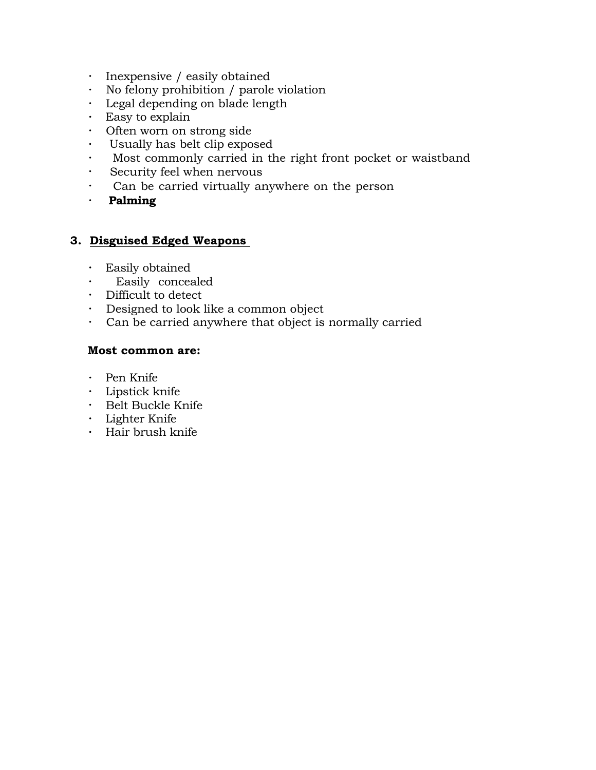- Inexpensive / easily obtained
- No felony prohibition / parole violation
- Legal depending on blade length
- Easy to explain
- Often worn on strong side
- Usually has belt clip exposed
- Most commonly carried in the right front pocket or waistband
- Security feel when nervous
- Can be carried virtually anywhere on the person
- **Palming**

### 3. Disguised Edged Weapons

- Easily obtained
- Easily concealed
- Difficult to detect
- Designed to look like a common object
- Can be carried anywhere that object is normally carried

**Most common are:**

- Pen Knife
- Lipstick knife
- Belt Buckle Knife
- Lighter Knife
- Hair brush knife